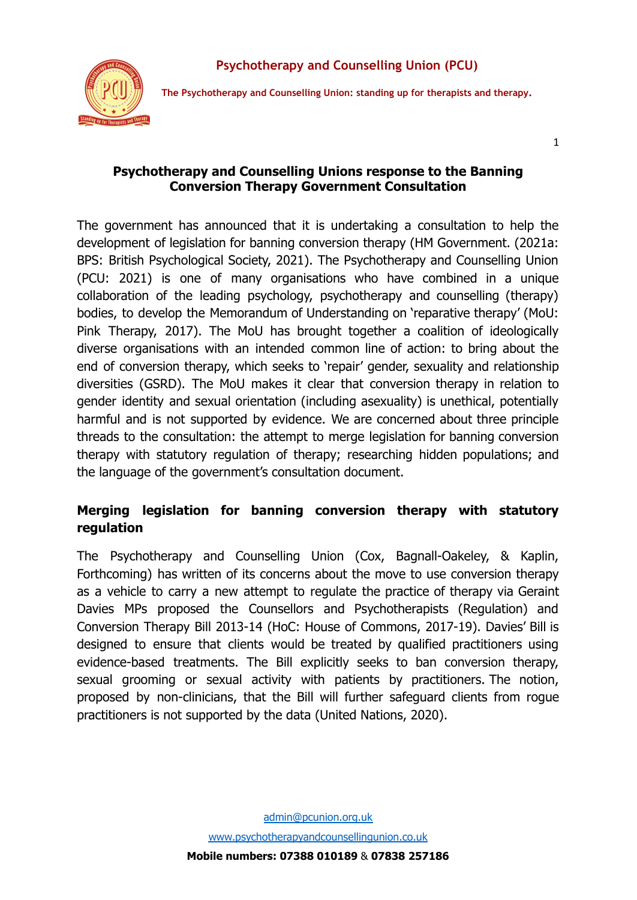# Psychotherapy and Counselling Union (PCU)

**The Psychotherapy and Counselling Union: standing up for therapists and therapy.**

## Psychotherapy and Counselling Unions response to the Banning Conversion Therapy Government Consultation

The government has announced that it is undertaking a consultation to help the development of legislation for banning conversion therapy (HM Government. (2021a: BPS: British Psychological Society, 2021). The Psychotherapy and Counselling Union (PCU: 2021) is one of many organisations who have combined in a unique collaboration of the leading psychology, psychotherapy and counselling (therapy) bodies, to develop the Memorandum of Understanding on 'reparative therapy' (MoU: Pink Therapy, 2017). The MoU has brought together a coalition of ideologically diverse organisations with an intended common line of action: to bring about the end of conversion therapy, which seeks to 'repair' gender, sexuality and relationship diversities (GSRD). The MoU makes it clear that conversion therapy in relation to gender identity and sexual orientation (including asexuality) is unethical, potentially harmful and is not supported by evidence. We are concerned about three principle threads to the consultation: the attempt to merge legislation for banning conversion therapy with statutory regulation of therapy; researching hidden populations; and the language of the government's consultation document.

### Merging legislation for banning conversion therapy with statutory regulation

The Psychotherapy and Counselling Union (Cox, Bagnall-Oakeley, & Kaplin, Forthcoming) has written of its concerns about the move to use conversion therapy as a vehicle to carry a new attempt to regulate the practice of therapy via Geraint Davies MPs proposed the Counsellors and Psychotherapists (Regulation) and Conversion Therapy Bill 2013-14 (HoC: House of Commons, 2017-19). Davies' Bill is designed to ensure that clients would be treated by qualified practitioners using evidence-based treatments. The Bill explicitly seeks to ban conversion therapy, sexual grooming or sexual activity with patients by practitioners. The notion, proposed by non-clinicians, that the Bill will further safeguard clients from rogue practitioners is not supported by the data (United Nations, 2020).

admin@pcunion.org.uk

www.psychotherapyandcounsellingunion.co.uk

**Mobile numbers: 07388 010189** & **07838 257186**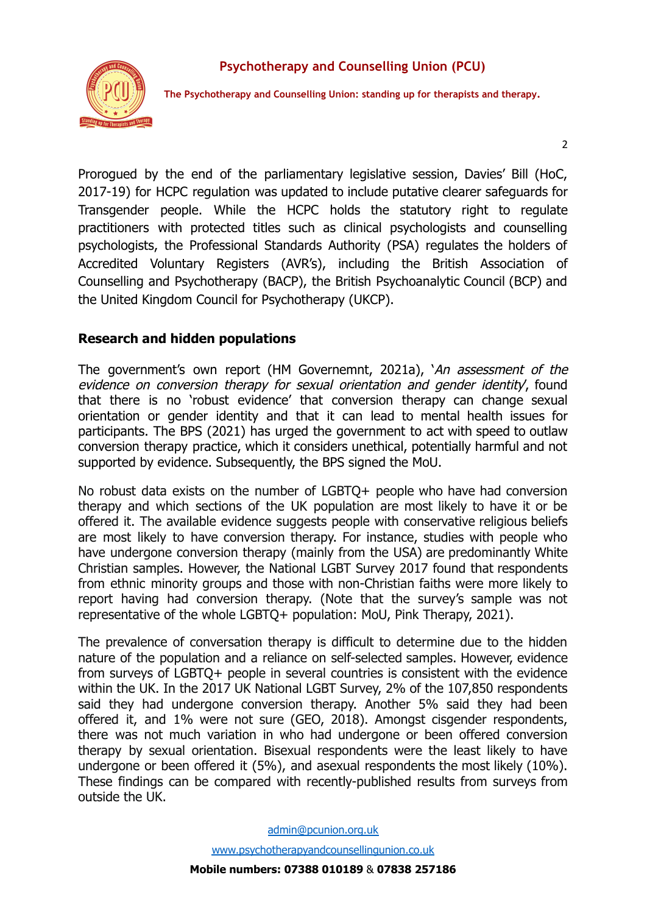Prorogued by the end of the parliamentary legislative session, Davies' Bill (HoC, 2017-19) for HCPC regulation was updated to include putative clearer safeguards for Transgender people. While the HCPC holds the statutory right to regulate practitioners with protected titles such as clinical psychologists and counselling psychologists, the Professional Standards Authority (PSA) regulates the holders of Accredited Voluntary Registers (AVR's), including the British Association of Counselling and Psychotherapy (BACP), the British Psychoanalytic Council (BCP) and the United Kingdom Council for Psychotherapy (UKCP).

**Research and hidden populations**

The government's own report (HM Governemnt, 2021a), '*An assessment of the evidence on conversion therapy for sexual orientation and gender identity*', found that there is no 'robust evidence' that conversion therapy can change sexual orientation or gender identity and that it can lead to mental health issues for participants. The BPS (2021) has urged the government to act with speed to outlaw conversion therapy practice, which it considers unethical, potentially harmful and not supported by evidence. Subsequently, the BPS signed the MoU.

No robust data exists on the number of LGBTQ+ people who have had conversion therapy and which sections of the UK population are most likely to have it or be offered it. The available evidence suggests people with conservative religious beliefs are most likely to have conversion therapy. For instance, studies with people who have undergone conversion therapy (mainly from the USA) are predominantly White Christian samples. However, the National LGBT Survey 2017 found that respondents from ethnic minority groups and those with non-Christian faiths were more likely to report having had conversion therapy. (Note that the survey's sample was not representative of the whole LGBTQ+ population: MoU, Pink Therapy, 2021).

The prevalence of conversation therapy is difficult to determine due to the hidden nature of the population and a reliance on self-selected samples. However, evidence from surveys of LGBTQ+ people in several countries is consistent with the evidence within the UK. In the 2017 UK National LGBT Survey, 2% of the 107,850 respondents said they had undergone conversion therapy. Another 5% said they had been offered it, and 1% were not sure (GEO, 2018). Amongst cisgender respondents, there was not much variation in who had undergone or been offered conversion therapy by sexual orientation. Bisexual respondents were the least likely to have undergone or been offered it (5%), and asexual respondents the most likely (10%). These findings can be compared with recently-published results from surveys from outside the UK.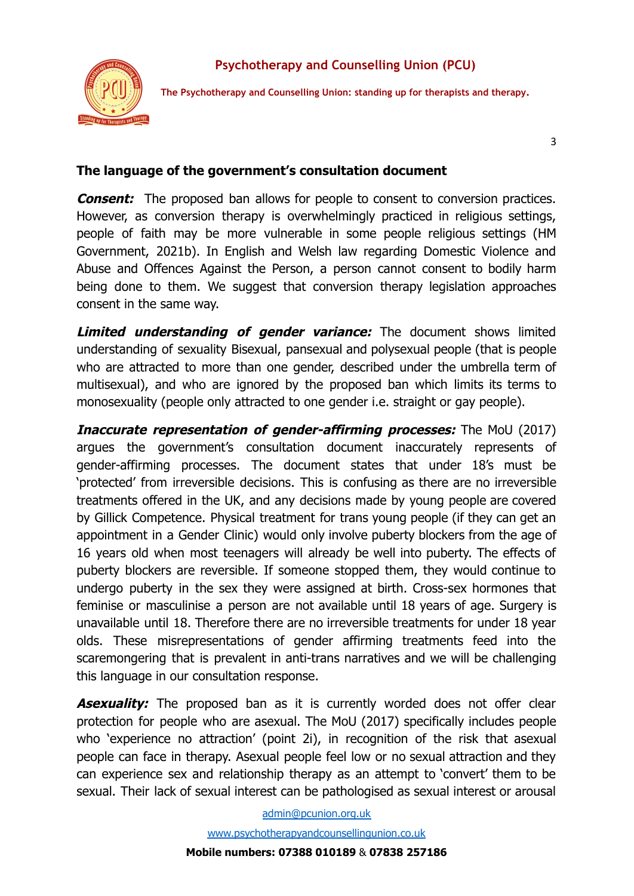### The language of the government's consultation document

***Consent:*** The proposed ban allows for people to consent to conversion practices. However, as conversion therapy is overwhelmingly practiced in religious settings, people of faith may be more vulnerable in some people religious settings (HM Government, 2021b). In English and Welsh law regarding Domestic Violence and Abuse and Offences Against the Person, a person cannot consent to bodily harm being done to them. We suggest that conversion therapy legislation approaches consent in the same way.

***Limited understanding of gender variance:*** The document shows limited understanding of sexuality Bisexual, pansexual and polysexual people (that is people who are attracted to more than one gender, described under the umbrella term of multisexual), and who are ignored by the proposed ban which limits its terms to monosexuality (people only attracted to one gender i.e. straight or gay people).

***Inaccurate representation of gender-affirming processes:*** The MoU (2017) argues the government's consultation document inaccurately represents of gender-affirming processes. The document states that under 18's must be 'protected' from irreversible decisions. This is confusing as there are no irreversible treatments offered in the UK, and any decisions made by young people are covered by Gillick Competence. Physical treatment for trans young people (if they can get an appointment in a Gender Clinic) would only involve puberty blockers from the age of 16 years old when most teenagers will already be well into puberty. The effects of puberty blockers are reversible. If someone stopped them, they would continue to undergo puberty in the sex they were assigned at birth. Cross-sex hormones that feminise or masculinise a person are not available until 18 years of age. Surgery is unavailable until 18. Therefore there are no irreversible treatments for under 18 year olds. These misrepresentations of gender affirming treatments feed into the scaremongering that is prevalent in anti-trans narratives and we will be challenging this language in our consultation response.

***Asexuality:*** The proposed ban as it is currently worded does not offer clear protection for people who are asexual. The MoU (2017) specifically includes people who 'experience no attraction' (point 2i), in recognition of the risk that asexual people can face in therapy. Asexual people feel low or no sexual attraction and they can experience sex and relationship therapy as an attempt to 'convert' them to be sexual. Their lack of sexual interest can be pathologised as sexual interest or arousal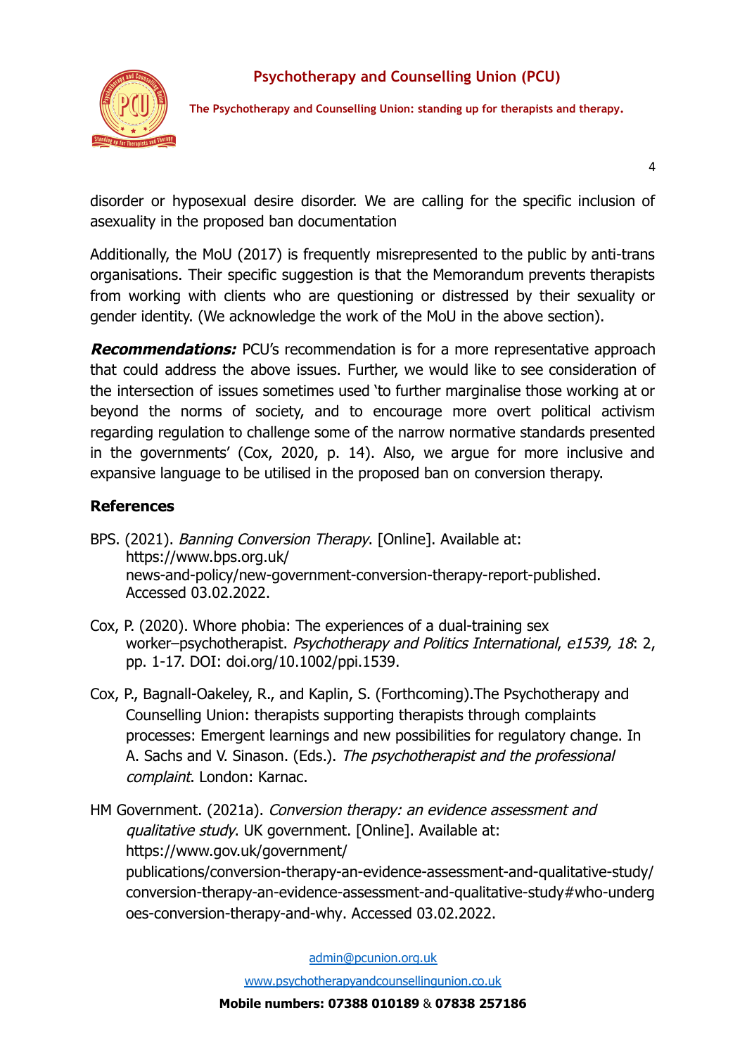disorder or hyposexual desire disorder. We are calling for the specific inclusion of asexuality in the proposed ban documentation

Additionally, the MoU (2017) is frequently misrepresented to the public by anti-trans organisations. Their specific suggestion is that the Memorandum prevents therapists from working with clients who are questioning or distressed by their sexuality or gender identity. (We acknowledge the work of the MoU in the above section).

***Recommendations:*** PCU's recommendation is for a more representative approach that could address the above issues. Further, we would like to see consideration of the intersection of issues sometimes used 'to further marginalise those working at or beyond the norms of society, and to encourage more overt political activism regarding regulation to challenge some of the narrow normative standards presented in the governments' (Cox, 2020, p. 14). Also, we argue for more inclusive and expansive language to be utilised in the proposed ban on conversion therapy.

**References**

BPS. (2021). *Banning Conversion Therapy*. [Online]. Available at: https://www.bps.org.uk/news-and-policy/new-government-conversion-therapy-report-published. Accessed 03.02.2022.

Cox, P. (2020). Whore phobia: The experiences of a dual-training sex worker–psychotherapist. *Psychotherapy and Politics International*, *e1539, 18*: 2, pp. 1-17. DOI: doi.org/10.1002/ppi.1539.

Cox, P., Bagnall-Oakeley, R., and Kaplin, S. (Forthcoming).The Psychotherapy and Counselling Union: therapists supporting therapists through complaints processes: Emergent learnings and new possibilities for regulatory change. In A. Sachs and V. Sinason. (Eds.). *The psychotherapist and the professional complaint*. London: Karnac.

HM Government. (2021a). *Conversion therapy: an evidence assessment and qualitative study*. UK government. [Online]. Available at: https://www.gov.uk/government/publications/conversion-therapy-an-evidence-assessment-and-qualitative-study/conversion-therapy-an-evidence-assessment-and-qualitative-study#who-undergoes-conversion-therapy-and-why. Accessed 03.02.2022.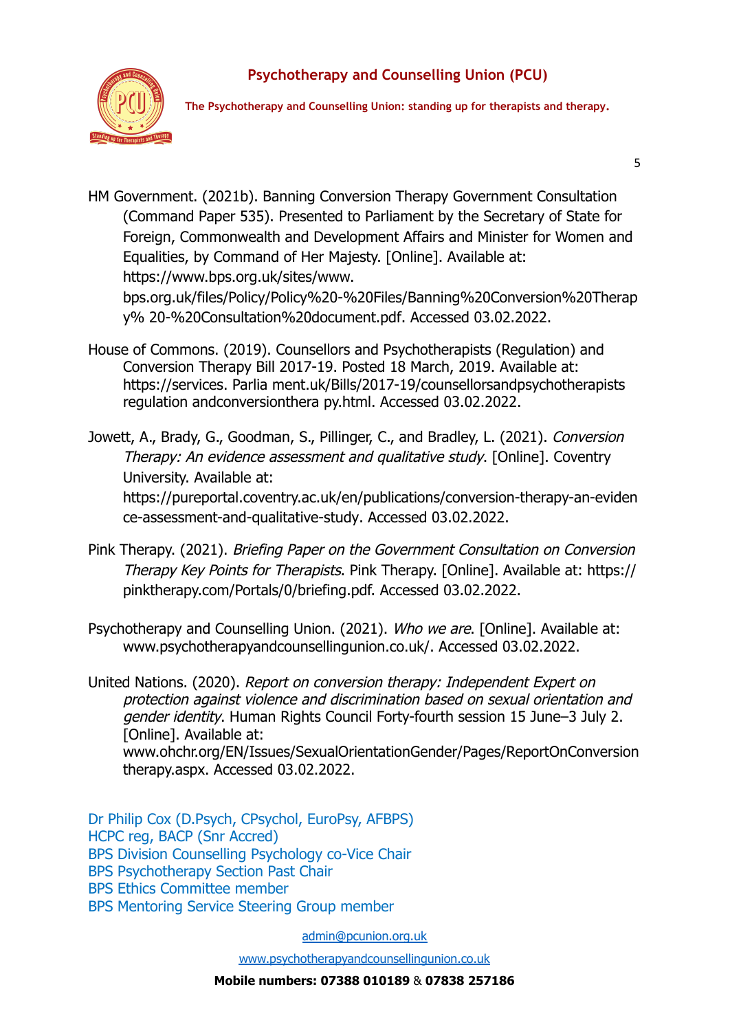HM Government. (2021b). Banning Conversion Therapy Government Consultation (Command Paper 535). Presented to Parliament by the Secretary of State for Foreign, Commonwealth and Development Affairs and Minister for Women and Equalities, by Command of Her Majesty. [Online]. Available at: https://www.bps.org.uk/sites/www. bps.org.uk/files/Policy/Policy%20-%20Files/Banning%20Conversion%20Therapy% 20-%20Consultation%20document.pdf. Accessed 03.02.2022.

House of Commons. (2019). Counsellors and Psychotherapists (Regulation) and Conversion Therapy Bill 2017-19. Posted 18 March, 2019. Available at: https://services. Parlia ment.uk/Bills/2017-19/counsellorsandpsychotherapists regulation andconversionthera py.html. Accessed 03.02.2022.

Jowett, A., Brady, G., Goodman, S., Pillinger, C., and Bradley, L. (2021). *Conversion Therapy: An evidence assessment and qualitative study*. [Online]. Coventry University. Available at: https://pureportal.coventry.ac.uk/en/publications/conversion-therapy-an-evidence-assessment-and-qualitative-study. Accessed 03.02.2022.

Pink Therapy. (2021). *Briefing Paper on the Government Consultation on Conversion Therapy Key Points for Therapists*. Pink Therapy. [Online]. Available at: https:// pinktherapy.com/Portals/0/briefing.pdf. Accessed 03.02.2022.

Psychotherapy and Counselling Union. (2021). *Who we are*. [Online]. Available at: www.psychotherapyandcounsellingunion.co.uk/. Accessed 03.02.2022.

United Nations. (2020). *Report on conversion therapy: Independent Expert on protection against violence and discrimination based on sexual orientation and gender identity*. Human Rights Council Forty-fourth session 15 June–3 July 2. [Online]. Available at: www.ohchr.org/EN/Issues/SexualOrientationGender/Pages/ReportOnConversiontherapy.aspx. Accessed 03.02.2022.

Dr Philip Cox (D.Psych, CPsychol, EuroPsy, AFBPS)
HCPC reg, BACP (Snr Accred)
BPS Division Counselling Psychology co-Vice Chair
BPS Psychotherapy Section Past Chair
BPS Ethics Committee member
BPS Mentoring Service Steering Group member

admin@pcunion.org.uk

www.psychotherapyandcounsellingunion.co.uk

**Mobile numbers: 07388 010189** & **07838 257186**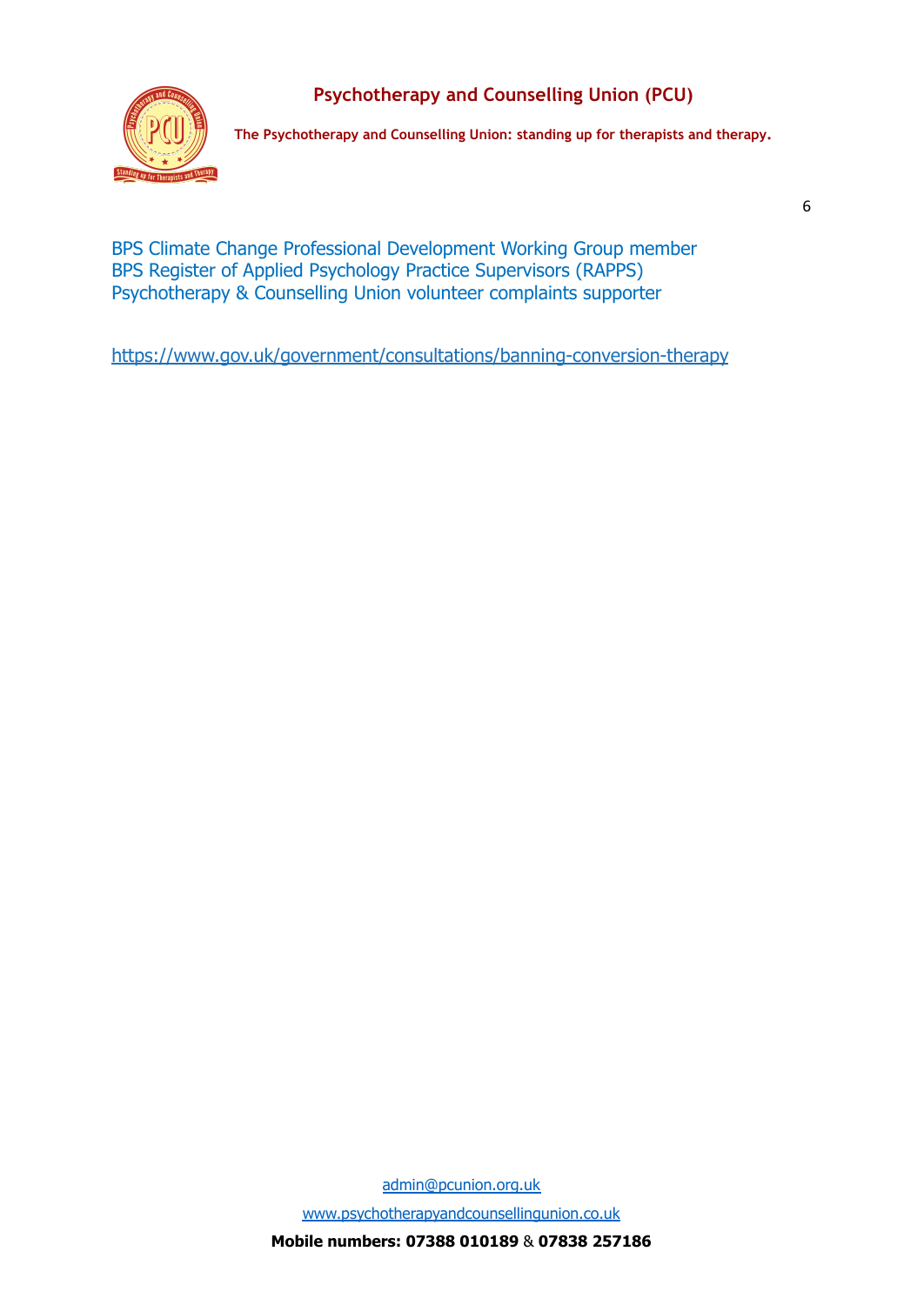BPS Climate Change Professional Development Working Group member
BPS Register of Applied Psychology Practice Supervisors (RAPPS)
Psychotherapy & Counselling Union volunteer complaints supporter

https://www.gov.uk/government/consultations/banning-conversion-therapy